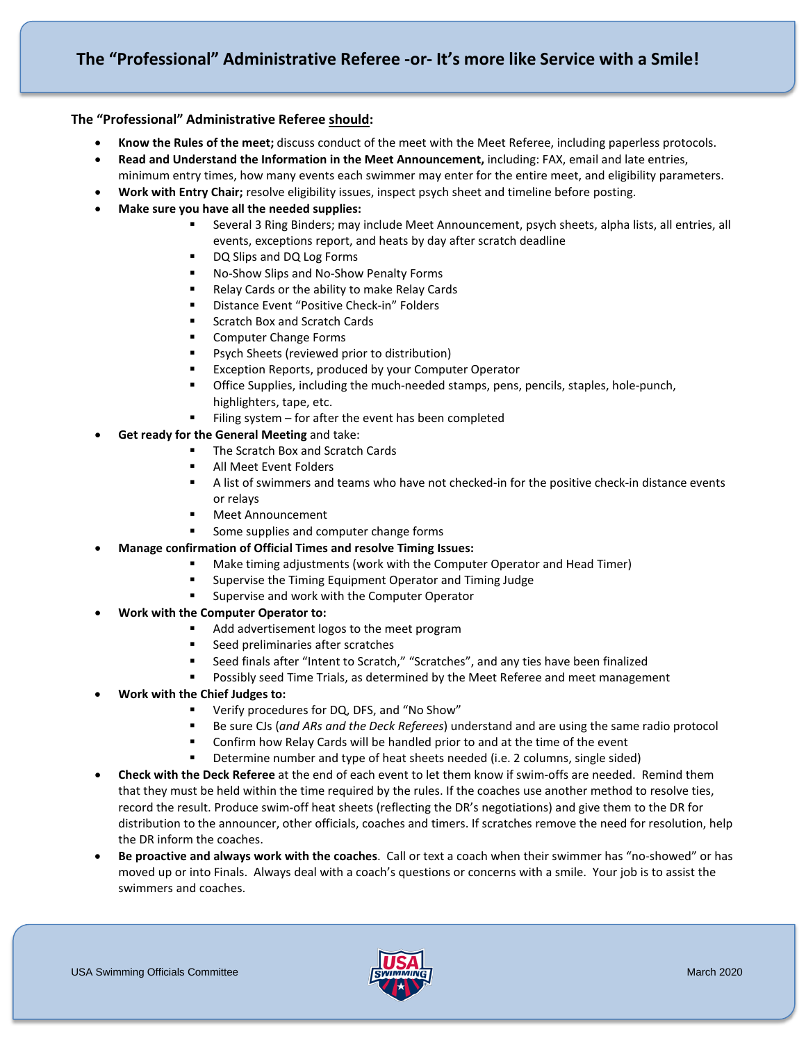# The "Professional" Administrative Referee -or- It's more like Service with a Smile!

**The "Professional" Administrative Referee should:**

- **Know the Rules of the meet;** discuss conduct of the meet with the Meet Referee, including paperless protocols.
- **Read and Understand the Information in the Meet Announcement,** including: FAX, email and late entries, minimum entry times, how many events each swimmer may enter for the entire meet, and eligibility parameters.
- **Work with Entry Chair;** resolve eligibility issues, inspect psych sheet and timeline before posting.
- **Make sure you have all the needed supplies:**
  - Several 3 Ring Binders; may include Meet Announcement, psych sheets, alpha lists, all entries, all events, exceptions report, and heats by day after scratch deadline
  - DQ Slips and DQ Log Forms
  - No-Show Slips and No-Show Penalty Forms
  - Relay Cards or the ability to make Relay Cards
  - Distance Event "Positive Check-in" Folders
  - Scratch Box and Scratch Cards
  - Computer Change Forms
  - Psych Sheets (reviewed prior to distribution)
  - Exception Reports, produced by your Computer Operator
  - Office Supplies, including the much-needed stamps, pens, pencils, staples, hole-punch, highlighters, tape, etc.
  - Filing system – for after the event has been completed
- **Get ready for the General Meeting** and take:
  - The Scratch Box and Scratch Cards
  - All Meet Event Folders
  - A list of swimmers and teams who have not checked-in for the positive check-in distance events or relays
  - Meet Announcement
  - Some supplies and computer change forms
- **Manage confirmation of Official Times and resolve Timing Issues:**
  - Make timing adjustments (work with the Computer Operator and Head Timer)
  - Supervise the Timing Equipment Operator and Timing Judge
  - Supervise and work with the Computer Operator
- **Work with the Computer Operator to:**
  - Add advertisement logos to the meet program
  - Seed preliminaries after scratches
  - Seed finals after "Intent to Scratch," "Scratches", and any ties have been finalized
  - Possibly seed Time Trials, as determined by the Meet Referee and meet management
- **Work with the Chief Judges to:**
  - Verify procedures for DQ, DFS, and "No Show"
  - Be sure CJs (*and ARs and the Deck Referees*) understand and are using the same radio protocol
  - Confirm how Relay Cards will be handled prior to and at the time of the event
  - Determine number and type of heat sheets needed (i.e. 2 columns, single sided)
- **Check with the Deck Referee** at the end of each event to let them know if swim-offs are needed. Remind them that they must be held within the time required by the rules. If the coaches use another method to resolve ties, record the result. Produce swim-off heat sheets (reflecting the DR's negotiations) and give them to the DR for distribution to the announcer, other officials, coaches and timers. If scratches remove the need for resolution, help the DR inform the coaches.
- **Be proactive and always work with the coaches**. Call or text a coach when their swimmer has "no-showed" or has moved up or into Finals. Always deal with a coach's questions or concerns with a smile. Your job is to assist the swimmers and coaches.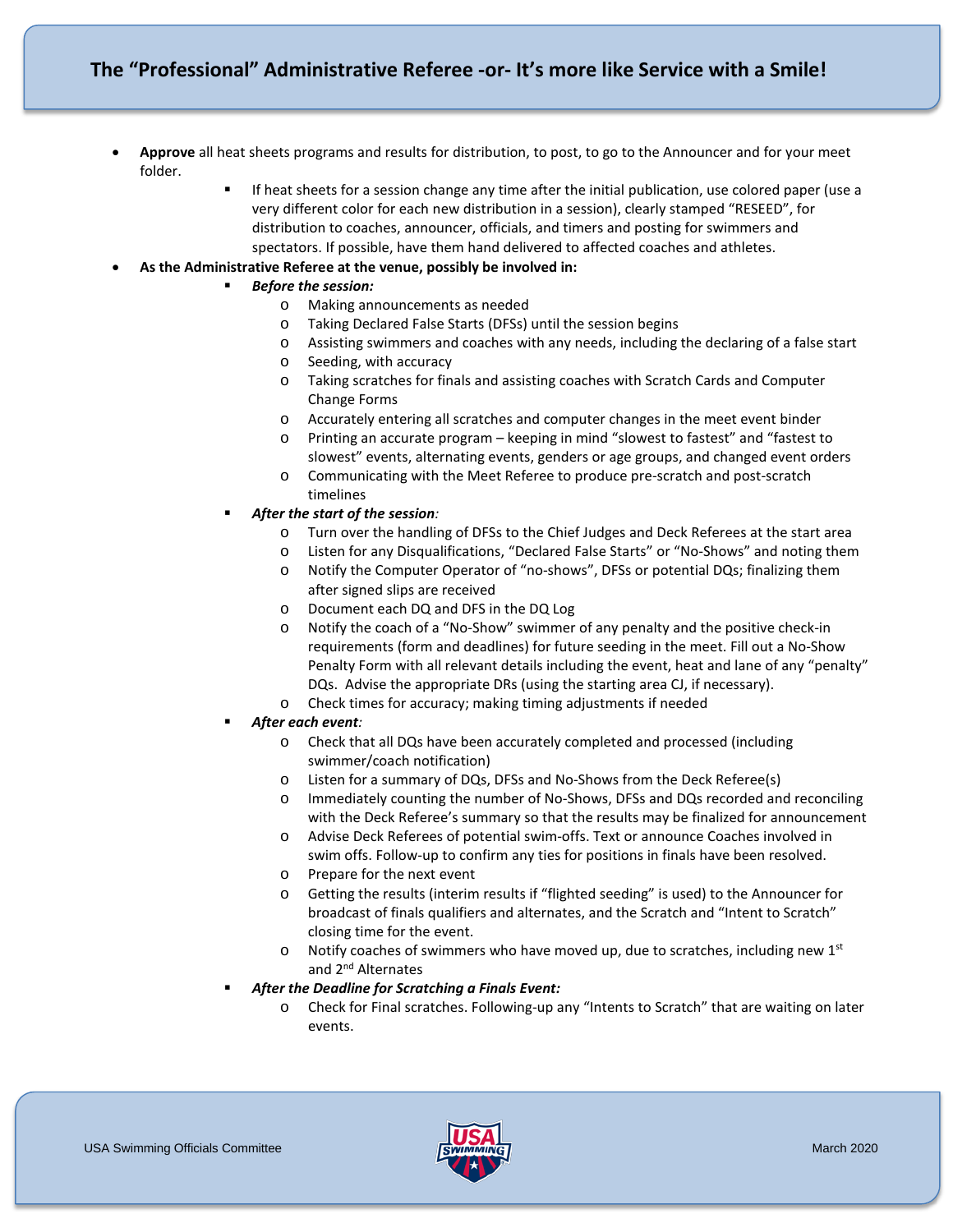## The "Professional" Administrative Referee -or- It's more like Service with a Smile!

- **Approve** all heat sheets programs and results for distribution, to post, to go to the Announcer and for your meet folder.
  - If heat sheets for a session change any time after the initial publication, use colored paper (use a very different color for each new distribution in a session), clearly stamped "RESEED", for distribution to coaches, announcer, officials, and timers and posting for swimmers and spectators. If possible, have them hand delivered to affected coaches and athletes.
- **As the Administrative Referee at the venue, possibly be involved in:**
  - ***Before the session:***
    - Making announcements as needed
    - Taking Declared False Starts (DFSs) until the session begins
    - Assisting swimmers and coaches with any needs, including the declaring of a false start
    - Seeding, with accuracy
    - Taking scratches for finals and assisting coaches with Scratch Cards and Computer Change Forms
    - Accurately entering all scratches and computer changes in the meet event binder
    - Printing an accurate program – keeping in mind "slowest to fastest" and "fastest to slowest" events, alternating events, genders or age groups, and changed event orders
    - Communicating with the Meet Referee to produce pre-scratch and post-scratch timelines
  - ***After the start of the session:***
    - Turn over the handling of DFSs to the Chief Judges and Deck Referees at the start area
    - Listen for any Disqualifications, "Declared False Starts" or "No-Shows" and noting them
    - Notify the Computer Operator of "no-shows", DFSs or potential DQs; finalizing them after signed slips are received
    - Document each DQ and DFS in the DQ Log
    - Notify the coach of a "No-Show" swimmer of any penalty and the positive check-in requirements (form and deadlines) for future seeding in the meet. Fill out a No-Show Penalty Form with all relevant details including the event, heat and lane of any "penalty" DQs. Advise the appropriate DRs (using the starting area CJ, if necessary).
    - Check times for accuracy; making timing adjustments if needed
  - ***After each event:***
    - Check that all DQs have been accurately completed and processed (including swimmer/coach notification)
    - Listen for a summary of DQs, DFSs and No-Shows from the Deck Referee(s)
    - Immediately counting the number of No-Shows, DFSs and DQs recorded and reconciling with the Deck Referee's summary so that the results may be finalized for announcement
    - Advise Deck Referees of potential swim-offs. Text or announce Coaches involved in swim offs. Follow-up to confirm any ties for positions in finals have been resolved.
    - Prepare for the next event
    - Getting the results (interim results if "flighted seeding" is used) to the Announcer for broadcast of finals qualifiers and alternates, and the Scratch and "Intent to Scratch" closing time for the event.
    - Notify coaches of swimmers who have moved up, due to scratches, including new 1st and 2nd Alternates
  - ***After the Deadline for Scratching a Finals Event:***
    - Check for Final scratches. Following-up any "Intents to Scratch" that are waiting on later events.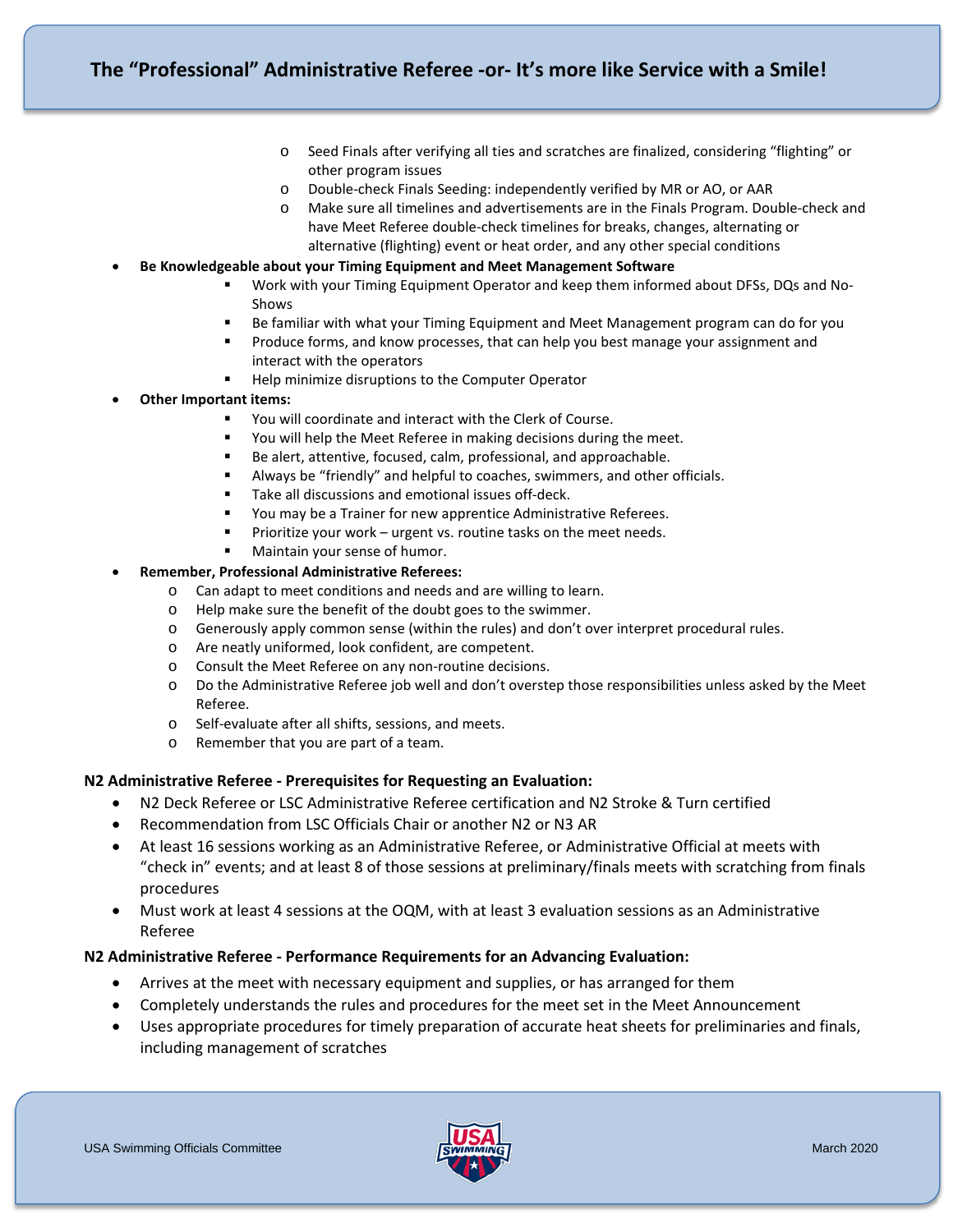- Seed Finals after verifying all ties and scratches are finalized, considering "flighting" or other program issues
    - Double-check Finals Seeding: independently verified by MR or AO, or AAR
    - Make sure all timelines and advertisements are in the Finals Program. Double-check and have Meet Referee double-check timelines for breaks, changes, alternating or alternative (flighting) event or heat order, and any other special conditions

- **Be Knowledgeable about your Timing Equipment and Meet Management Software**
    - Work with your Timing Equipment Operator and keep them informed about DFSs, DQs and No-Shows
    - Be familiar with what your Timing Equipment and Meet Management program can do for you
    - Produce forms, and know processes, that can help you best manage your assignment and interact with the operators
    - Help minimize disruptions to the Computer Operator
- **Other Important items:**
    - You will coordinate and interact with the Clerk of Course.
    - You will help the Meet Referee in making decisions during the meet.
    - Be alert, attentive, focused, calm, professional, and approachable.
    - Always be "friendly" and helpful to coaches, swimmers, and other officials.
    - Take all discussions and emotional issues off-deck.
    - You may be a Trainer for new apprentice Administrative Referees.
    - Prioritize your work – urgent vs. routine tasks on the meet needs.
    - Maintain your sense of humor.
- **Remember, Professional Administrative Referees:**
    - Can adapt to meet conditions and needs and are willing to learn.
    - Help make sure the benefit of the doubt goes to the swimmer.
    - Generously apply common sense (within the rules) and don't over interpret procedural rules.
    - Are neatly uniformed, look confident, are competent.
    - Consult the Meet Referee on any non-routine decisions.
    - Do the Administrative Referee job well and don't overstep those responsibilities unless asked by the Meet Referee.
    - Self-evaluate after all shifts, sessions, and meets.
    - Remember that you are part of a team.

**N2 Administrative Referee - Prerequisites for Requesting an Evaluation:**

- N2 Deck Referee or LSC Administrative Referee certification and N2 Stroke & Turn certified
- Recommendation from LSC Officials Chair or another N2 or N3 AR
- At least 16 sessions working as an Administrative Referee, or Administrative Official at meets with "check in" events; and at least 8 of those sessions at preliminary/finals meets with scratching from finals procedures
- Must work at least 4 sessions at the OQM, with at least 3 evaluation sessions as an Administrative Referee

**N2 Administrative Referee - Performance Requirements for an Advancing Evaluation:**

- Arrives at the meet with necessary equipment and supplies, or has arranged for them
- Completely understands the rules and procedures for the meet set in the Meet Announcement
- Uses appropriate procedures for timely preparation of accurate heat sheets for preliminaries and finals, including management of scratches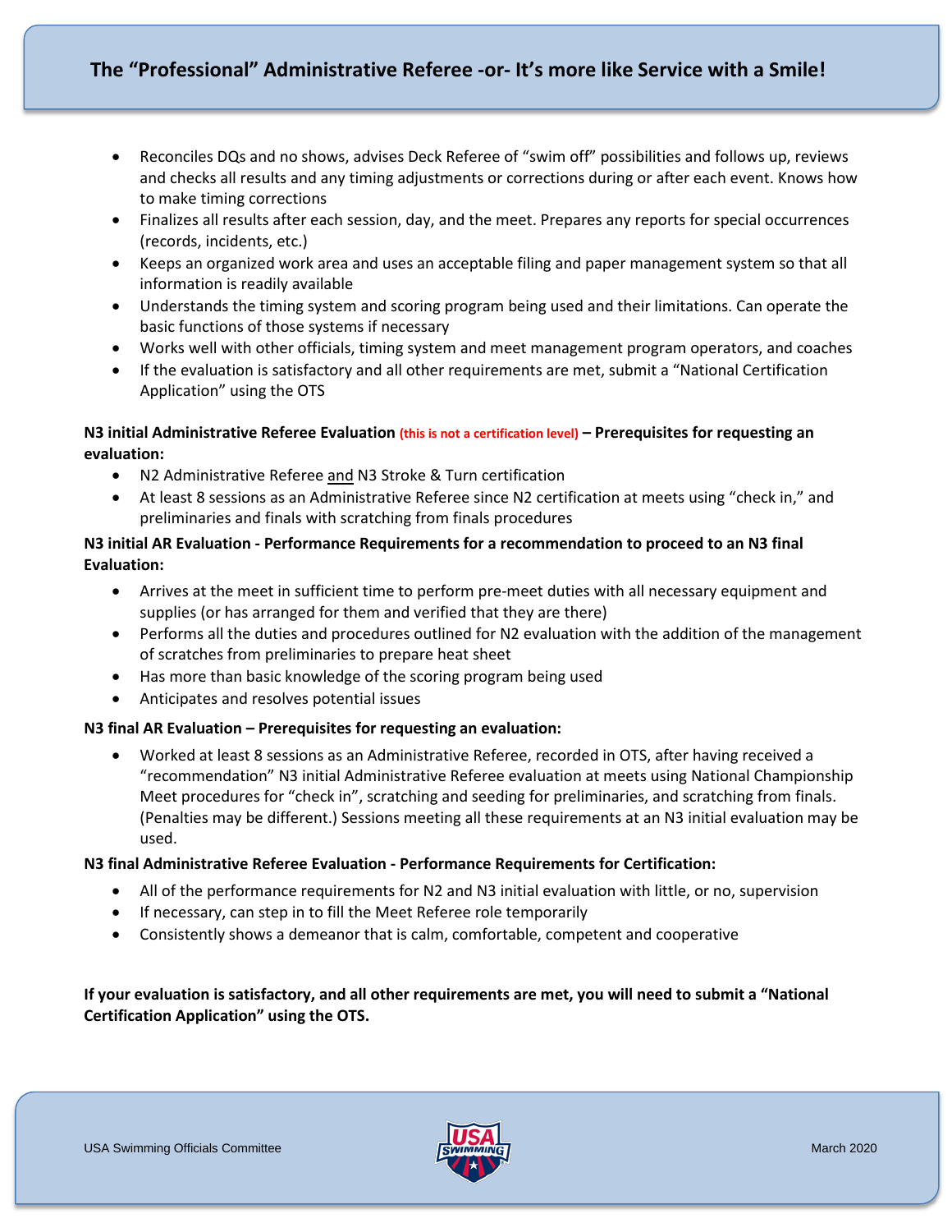- Reconciles DQs and no shows, advises Deck Referee of "swim off" possibilities and follows up, reviews and checks all results and any timing adjustments or corrections during or after each event. Knows how to make timing corrections
- Finalizes all results after each session, day, and the meet. Prepares any reports for special occurrences (records, incidents, etc.)
- Keeps an organized work area and uses an acceptable filing and paper management system so that all information is readily available
- Understands the timing system and scoring program being used and their limitations. Can operate the basic functions of those systems if necessary
- Works well with other officials, timing system and meet management program operators, and coaches
- If the evaluation is satisfactory and all other requirements are met, submit a "National Certification Application" using the OTS

**N3 initial Administrative Referee Evaluation (this is not a certification level) – Prerequisites for requesting an evaluation:**

- N2 Administrative Referee and N3 Stroke & Turn certification
- At least 8 sessions as an Administrative Referee since N2 certification at meets using "check in," and preliminaries and finals with scratching from finals procedures

**N3 initial AR Evaluation - Performance Requirements for a recommendation to proceed to an N3 final Evaluation:**

- Arrives at the meet in sufficient time to perform pre-meet duties with all necessary equipment and supplies (or has arranged for them and verified that they are there)
- Performs all the duties and procedures outlined for N2 evaluation with the addition of the management of scratches from preliminaries to prepare heat sheet
- Has more than basic knowledge of the scoring program being used
- Anticipates and resolves potential issues

**N3 final AR Evaluation – Prerequisites for requesting an evaluation:**

- Worked at least 8 sessions as an Administrative Referee, recorded in OTS, after having received a "recommendation" N3 initial Administrative Referee evaluation at meets using National Championship Meet procedures for "check in", scratching and seeding for preliminaries, and scratching from finals. (Penalties may be different.) Sessions meeting all these requirements at an N3 initial evaluation may be used.

**N3 final Administrative Referee Evaluation - Performance Requirements for Certification:**

- All of the performance requirements for N2 and N3 initial evaluation with little, or no, supervision
- If necessary, can step in to fill the Meet Referee role temporarily
- Consistently shows a demeanor that is calm, comfortable, competent and cooperative

**If your evaluation is satisfactory, and all other requirements are met, you will need to submit a "National Certification Application" using the OTS.**